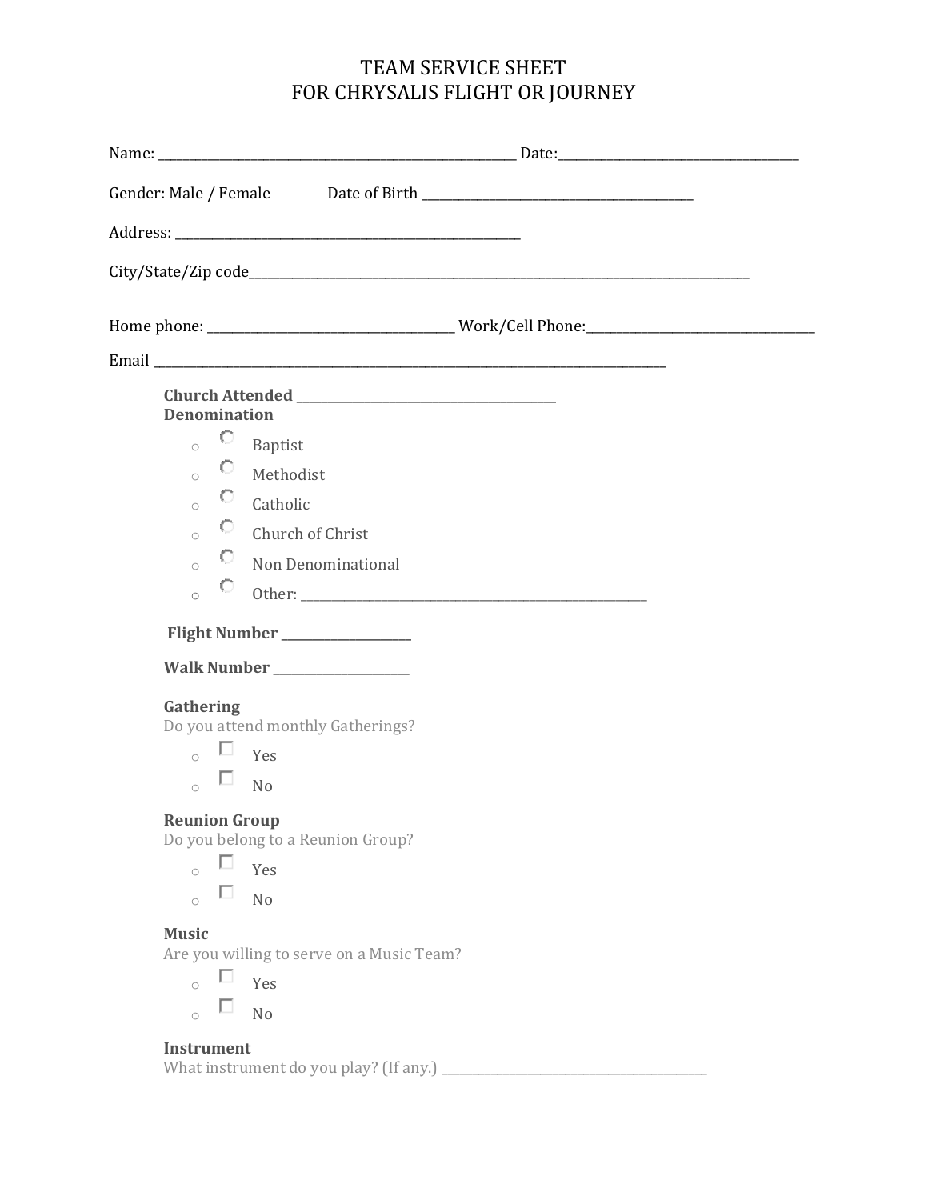# TEAM SERVICE SHEET
# FOR CHRYSALIS FLIGHT OR JOURNEY

Name: ______________________________________________ Date:_______________________________

Gender: Male / Female Date of Birth ___________________________________

Address: ____________________________________________

City/State/Zip code_________________________________________________________________

Home phone: ________________________________ Work/Cell Phone:____________________________

Email _________________________________________________________________

**Church Attended** _________________________________
**Denomination**

- ○ Baptist
- ○ Methodist
- ○ Catholic
- ○ Church of Christ
- ○ Non Denominational
- ○ Other: ____________________________________________

**Flight Number** ________________

**Walk Number** _________________

**Gathering**
Do you attend monthly Gatherings?

- ☐ Yes
- ☐ No

**Reunion Group**
Do you belong to a Reunion Group?

- ☐ Yes
- ☐ No

**Music**
Are you willing to serve on a Music Team?

- ☐ Yes
- ☐ No

**Instrument**
What instrument do you play? (If any.) __________________________________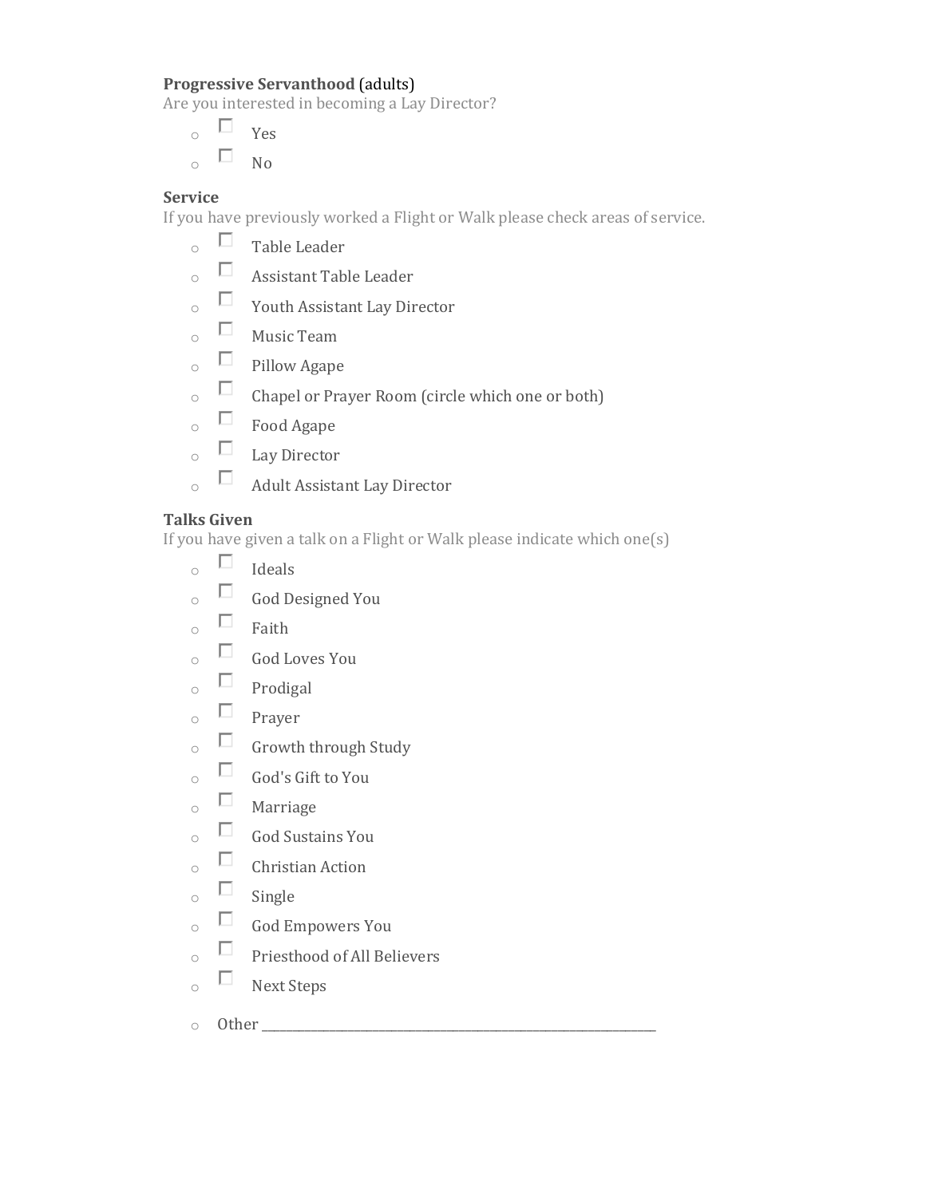**Progressive Servanthood** (adults)

Are you interested in becoming a Lay Director?

- ☐ Yes
- ☐ No

**Service**

If you have previously worked a Flight or Walk please check areas of service.

- ☐ Table Leader
- ☐ Assistant Table Leader
- ☐ Youth Assistant Lay Director
- ☐ Music Team
- ☐ Pillow Agape
- ☐ Chapel or Prayer Room (circle which one or both)
- ☐ Food Agape
- ☐ Lay Director
- ☐ Adult Assistant Lay Director

**Talks Given**

If you have given a talk on a Flight or Walk please indicate which one(s)

- ☐ Ideals
- ☐ God Designed You
- ☐ Faith
- ☐ God Loves You
- ☐ Prodigal
- ☐ Prayer
- ☐ Growth through Study
- ☐ God's Gift to You
- ☐ Marriage
- ☐ God Sustains You
- ☐ Christian Action
- ☐ Single
- ☐ God Empowers You
- ☐ Priesthood of All Believers
- ☐ Next Steps
- Other ________________________________________________________________